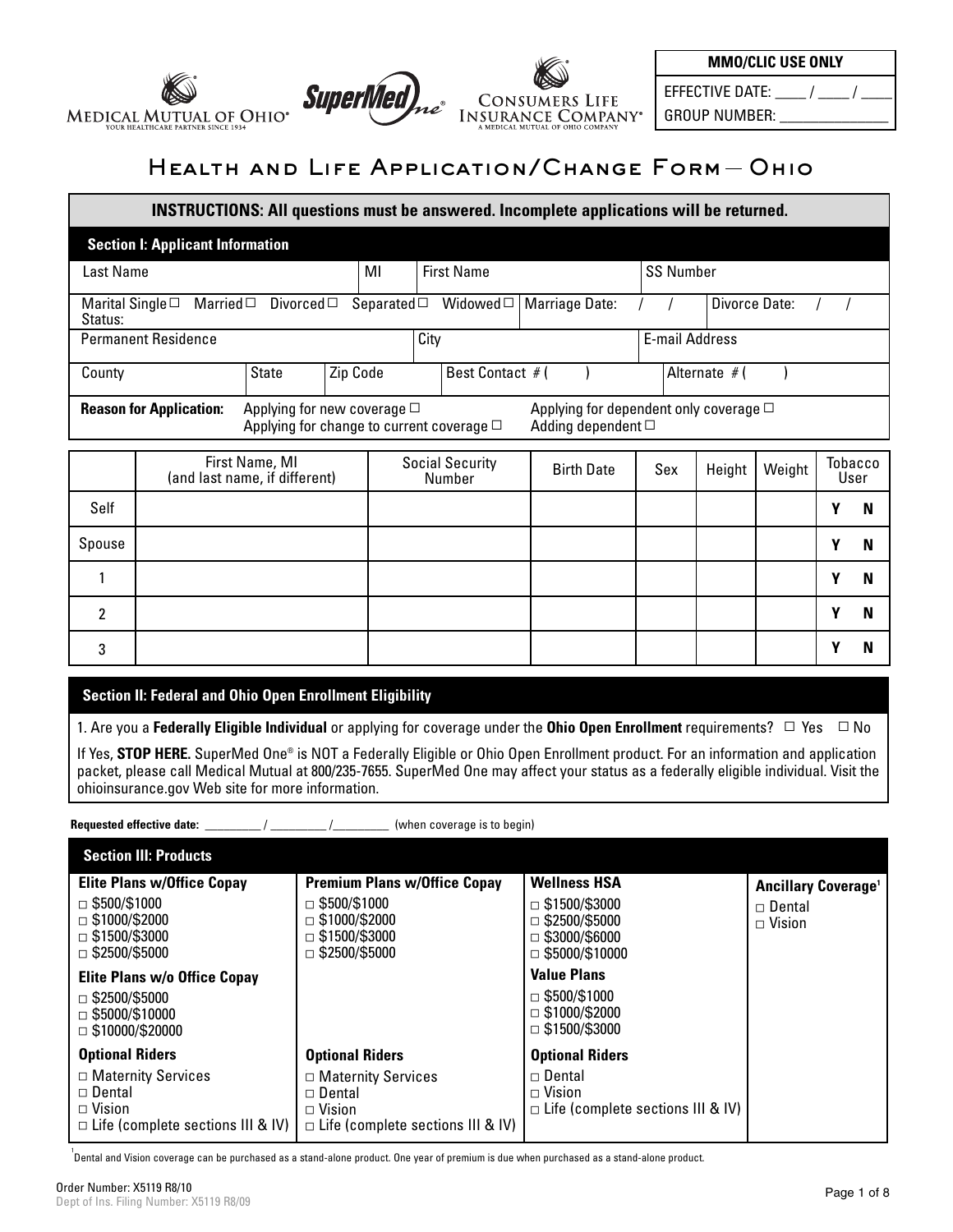Medical Mutual of Ohio® — Your Healthcare Partner Since 1934 | SuperMed One® | Consumers Life Insurance Company® — A Medical Mutual of Ohio Company

| MMO/CLIC USE ONLY |
|---|
| EFFECTIVE DATE: ____ / ____ / ____ |
| GROUP NUMBER: ______________ |

# Health and Life Application/Change Form – Ohio

**INSTRUCTIONS: All questions must be answered. Incomplete applications will be returned.**

## Section I: Applicant Information

| Last Name | MI | First Name | SS Number |
|---|---|---|---|
| | | | |

Marital Status: Single ☐ Married ☐ Divorced ☐ Separated ☐ Widowed ☐ | Marriage Date: / / | Divorce Date: / /

| Permanent Residence | City | E-mail Address |
|---|---|---|
| | | |

| County | State | Zip Code | Best Contact # ( ) | Alternate # ( ) |
|---|---|---|---|---|
| | | | | |

**Reason for Application:**
- Applying for new coverage ☐
- Applying for change to current coverage ☐
- Applying for dependent only coverage ☐
- Adding dependent ☐

| | First Name, MI (and last name, if different) | Social Security Number | Birth Date | Sex | Height | Weight | Tobacco User |
|---|---|---|---|---|---|---|---|
| Self | | | | | | | Y N |
| Spouse | | | | | | | Y N |
| 1 | | | | | | | Y N |
| 2 | | | | | | | Y N |
| 3 | | | | | | | Y N |

## Section II: Federal and Ohio Open Enrollment Eligibility

1. Are you a **Federally Eligible Individual** or applying for coverage under the **Ohio Open Enrollment** requirements? ☐ Yes ☐ No

If Yes, **STOP HERE.** SuperMed One® is NOT a Federally Eligible or Ohio Open Enrollment product. For an information and application packet, please call Medical Mutual at 800/235-7655. SuperMed One may affect your status as a federally eligible individual. Visit the ohioinsurance.gov Web site for more information.

**Requested effective date:** _________ / _________ /_________ (when coverage is to begin)

## Section III: Products

**Elite Plans w/Office Copay**
- ☐ $500/$1000
- ☐ $1000/$2000
- ☐ $1500/$3000
- ☐ $2500/$5000

**Elite Plans w/o Office Copay**
- ☐ $2500/$5000
- ☐ $5000/$10000
- ☐ $10000/$20000

**Optional Riders**
- ☐ Maternity Services
- ☐ Dental
- ☐ Vision
- ☐ Life (complete sections III & IV)

**Premium Plans w/Office Copay**
- ☐ $500/$1000
- ☐ $1000/$2000
- ☐ $1500/$3000
- ☐ $2500/$5000

**Optional Riders**
- ☐ Maternity Services
- ☐ Dental
- ☐ Vision
- ☐ Life (complete sections III & IV)

**Wellness HSA**
- ☐ $1500/$3000
- ☐ $2500/$5000
- ☐ $3000/$6000
- ☐ $5000/$10000

**Value Plans**
- ☐ $500/$1000
- ☐ $1000/$2000
- ☐ $1500/$3000

**Optional Riders**
- ☐ Dental
- ☐ Vision
- ☐ Life (complete sections III & IV)

**Ancillary Coverage**[1]
- ☐ Dental
- ☐ Vision

[1] Dental and Vision coverage can be purchased as a stand-alone product. One year of premium is due when purchased as a stand-alone product.

Order Number: X5119 R8/10
Dept of Ins. Filing Number: X5119 R8/09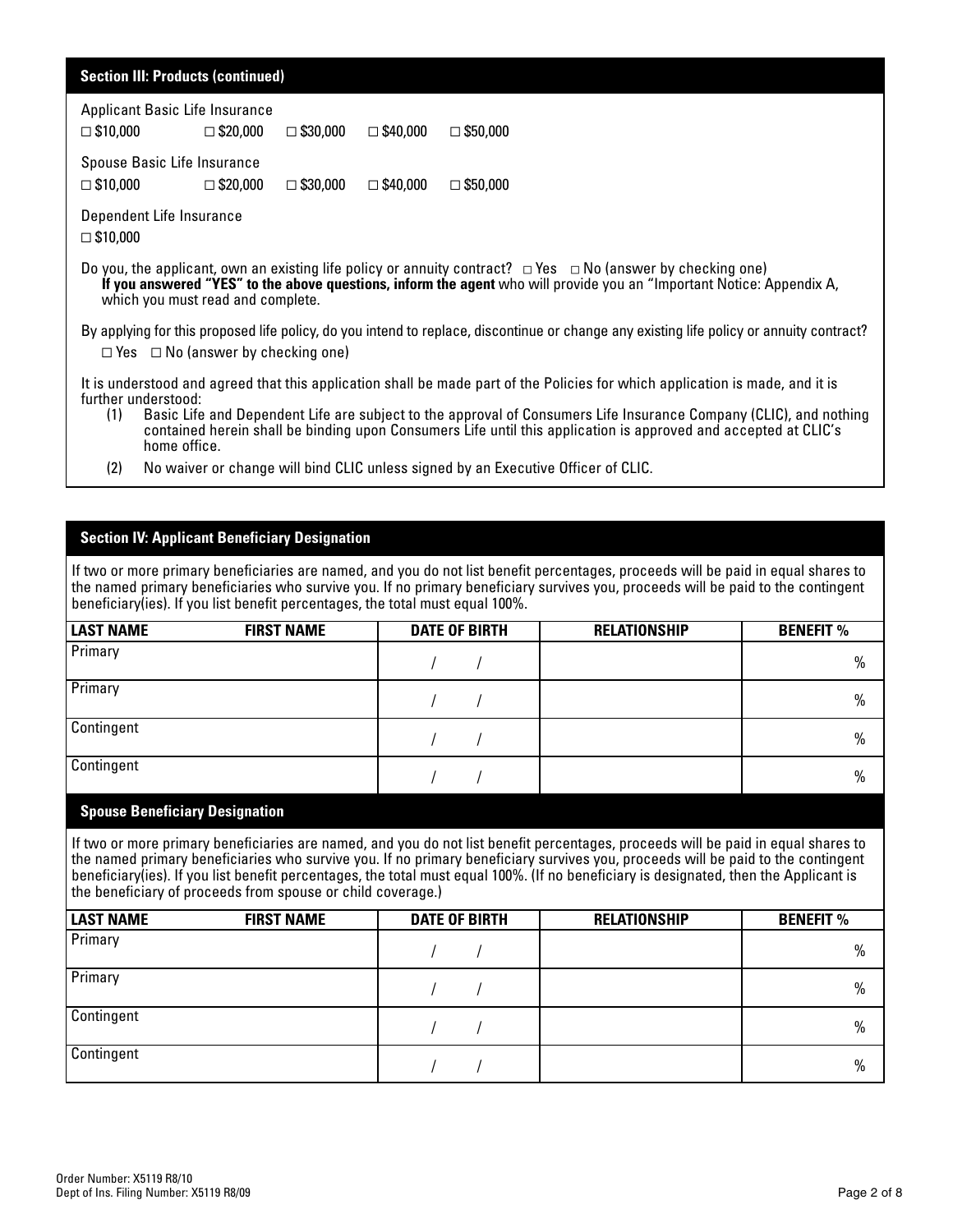## Section III: Products (continued)

Applicant Basic Life Insurance

☐ $10,000 ☐ $20,000 ☐ $30,000 ☐ $40,000 ☐ $50,000

Spouse Basic Life Insurance

☐ $10,000 ☐ $20,000 ☐ $30,000 ☐ $40,000 ☐ $50,000

Dependent Life Insurance

☐ $10,000

Do you, the applicant, own an existing life policy or annuity contract? ☐ Yes ☐ No (answer by checking one)
**If you answered "YES" to the above questions, inform the agent** who will provide you an "Important Notice: Appendix A, which you must read and complete.

By applying for this proposed life policy, do you intend to replace, discontinue or change any existing life policy or annuity contract?
☐ Yes ☐ No (answer by checking one)

It is understood and agreed that this application shall be made part of the Policies for which application is made, and it is further understood:

(1) Basic Life and Dependent Life are subject to the approval of Consumers Life Insurance Company (CLIC), and nothing contained herein shall be binding upon Consumers Life until this application is approved and accepted at CLIC's home office.

(2) No waiver or change will bind CLIC unless signed by an Executive Officer of CLIC.

## Section IV: Applicant Beneficiary Designation

If two or more primary beneficiaries are named, and you do not list benefit percentages, proceeds will be paid in equal shares to the named primary beneficiaries who survive you. If no primary beneficiary survives you, proceeds will be paid to the contingent beneficiary(ies). If you list benefit percentages, the total must equal 100%.

| LAST NAME | FIRST NAME | DATE OF BIRTH | RELATIONSHIP | BENEFIT % |
|---|---|---|---|---|
| Primary | | / / | | % |
| Primary | | / / | | % |
| Contingent | | / / | | % |
| Contingent | | / / | | % |

## Spouse Beneficiary Designation

If two or more primary beneficiaries are named, and you do not list benefit percentages, proceeds will be paid in equal shares to the named primary beneficiaries who survive you. If no primary beneficiary survives you, proceeds will be paid to the contingent beneficiary(ies). If you list benefit percentages, the total must equal 100%. (If no beneficiary is designated, then the Applicant is the beneficiary of proceeds from spouse or child coverage.)

| LAST NAME | FIRST NAME | DATE OF BIRTH | RELATIONSHIP | BENEFIT % |
|---|---|---|---|---|
| Primary | | / / | | % |
| Primary | | / / | | % |
| Contingent | | / / | | % |
| Contingent | | / / | | % |

Order Number: X5119 R8/10
Dept of Ins. Filing Number: X5119 R8/09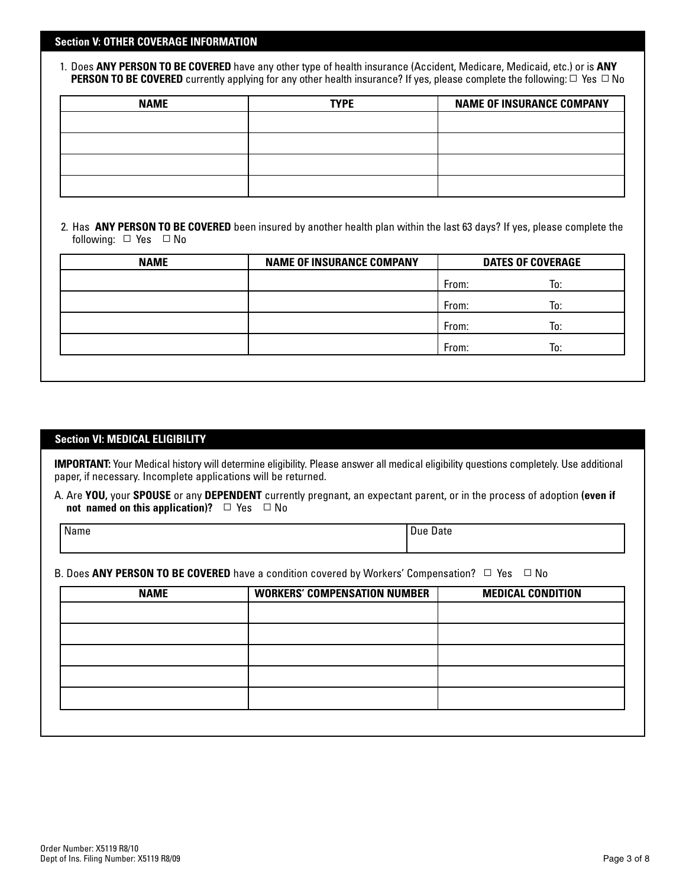## Section V: OTHER COVERAGE INFORMATION

1. Does **ANY PERSON TO BE COVERED** have any other type of health insurance (Accident, Medicare, Medicaid, etc.) or is **ANY PERSON TO BE COVERED** currently applying for any other health insurance? If yes, please complete the following: ☐ Yes ☐ No

| NAME | TYPE | NAME OF INSURANCE COMPANY |
| --- | --- | --- |
| | | |
| | | |
| | | |
| | | |

2. Has **ANY PERSON TO BE COVERED** been insured by another health plan within the last 63 days? If yes, please complete the following: ☐ Yes ☐ No

| NAME | NAME OF INSURANCE COMPANY | DATES OF COVERAGE |
| --- | --- | --- |
| | | From: To: |
| | | From: To: |
| | | From: To: |
| | | From: To: |

## Section VI: MEDICAL ELIGIBILITY

**IMPORTANT:** Your Medical history will determine eligibility. Please answer all medical eligibility questions completely. Use additional paper, if necessary. Incomplete applications will be returned.

A. Are **YOU,** your **SPOUSE** or any **DEPENDENT** currently pregnant, an expectant parent, or in the process of adoption **(even if not named on this application)?** ☐ Yes ☐ No

| Name | Due Date |
| --- | --- |
| | |

B. Does **ANY PERSON TO BE COVERED** have a condition covered by Workers' Compensation? ☐ Yes ☐ No

| NAME | WORKERS' COMPENSATION NUMBER | MEDICAL CONDITION |
| --- | --- | --- |
| | | |
| | | |
| | | |
| | | |
| | | |

Order Number: X5119 R8/10
Dept of Ins. Filing Number: X5119 R8/09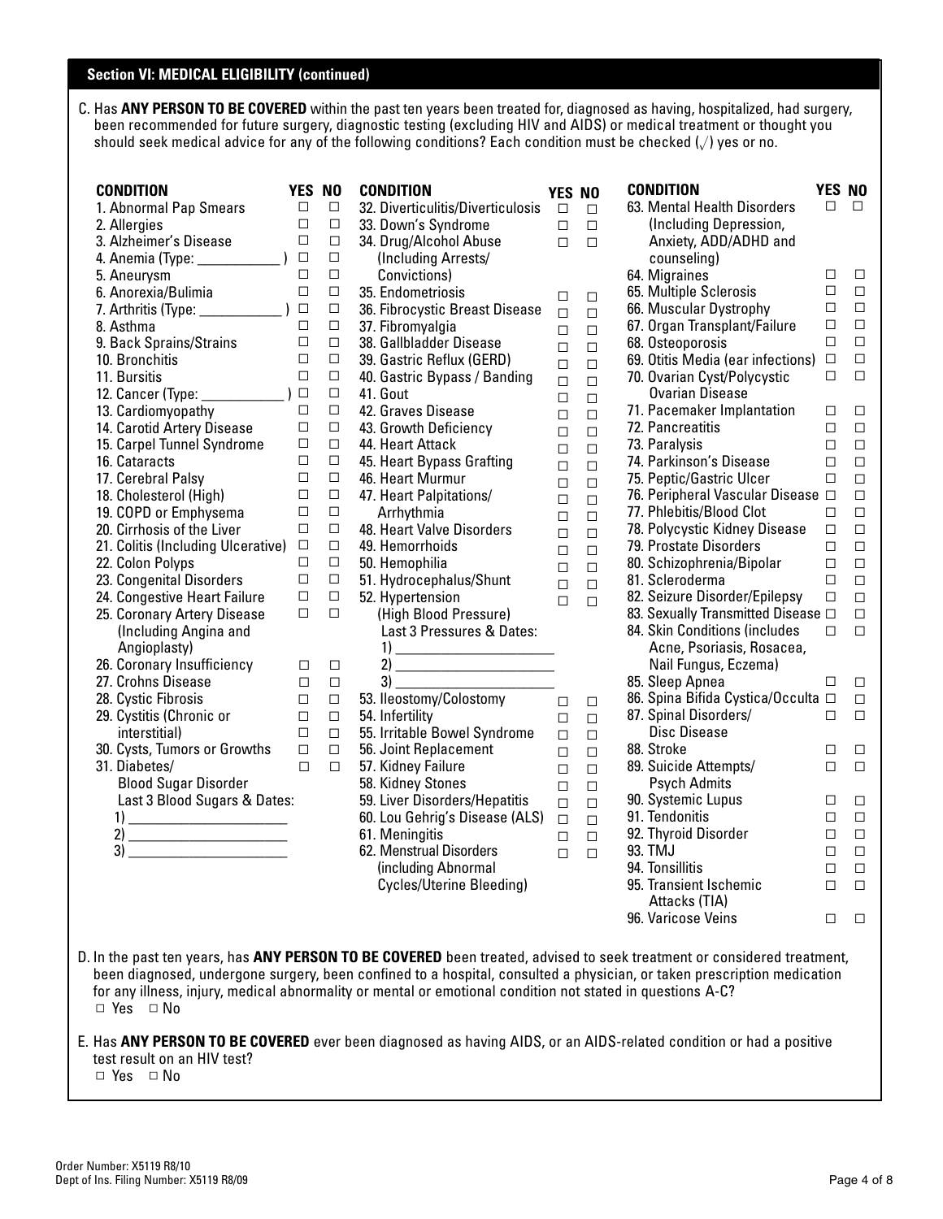## Section VI: MEDICAL ELIGIBILITY (continued)

C. Has **ANY PERSON TO BE COVERED** within the past ten years been treated for, diagnosed as having, hospitalized, had surgery, been recommended for future surgery, diagnostic testing (excluding HIV and AIDS) or medical treatment or thought you should seek medical advice for any of the following conditions? Each condition must be checked (√) yes or no.

| CONDITION | YES | NO |
|---|---|---|
| 1. Abnormal Pap Smears | ☐ | ☐ |
| 2. Allergies | ☐ | ☐ |
| 3. Alzheimer's Disease | ☐ | ☐ |
| 4. Anemia (Type: ___________ ) | ☐ | ☐ |
| 5. Aneurysm | ☐ | ☐ |
| 6. Anorexia/Bulimia | ☐ | ☐ |
| 7. Arthritis (Type: ___________ ) | ☐ | ☐ |
| 8. Asthma | ☐ | ☐ |
| 9. Back Sprains/Strains | ☐ | ☐ |
| 10. Bronchitis | ☐ | ☐ |
| 11. Bursitis | ☐ | ☐ |
| 12. Cancer (Type: ___________ ) | ☐ | ☐ |
| 13. Cardiomyopathy | ☐ | ☐ |
| 14. Carotid Artery Disease | ☐ | ☐ |
| 15. Carpel Tunnel Syndrome | ☐ | ☐ |
| 16. Cataracts | ☐ | ☐ |
| 17. Cerebral Palsy | ☐ | ☐ |
| 18. Cholesterol (High) | ☐ | ☐ |
| 19. COPD or Emphysema | ☐ | ☐ |
| 20. Cirrhosis of the Liver | ☐ | ☐ |
| 21. Colitis (Including Ulcerative) | ☐ | ☐ |
| 22. Colon Polyps | ☐ | ☐ |
| 23. Congenital Disorders | ☐ | ☐ |
| 24. Congestive Heart Failure | ☐ | ☐ |
| 25. Coronary Artery Disease (Including Angina and Angioplasty) | ☐ | ☐ |
| 26. Coronary Insufficiency | ☐ | ☐ |
| 27. Crohns Disease | ☐ | ☐ |
| 28. Cystic Fibrosis | ☐ | ☐ |
| 29. Cystitis (Chronic or interstitial) | ☐ | ☐ |
| 30. Cysts, Tumors or Growths | ☐ | ☐ |
| 31. Diabetes/ Blood Sugar Disorder<br>Last 3 Blood Sugars & Dates:<br>1) ____________<br>2) ____________<br>3) ____________ | ☐ | ☐ |
| 32. Diverticulitis/Diverticulosis | ☐ | ☐ |
| 33. Down's Syndrome | ☐ | ☐ |
| 34. Drug/Alcohol Abuse (Including Arrests/ Convictions) | ☐ | ☐ |
| 35. Endometriosis | ☐ | ☐ |
| 36. Fibrocystic Breast Disease | ☐ | ☐ |
| 37. Fibromyalgia | ☐ | ☐ |
| 38. Gallbladder Disease | ☐ | ☐ |
| 39. Gastric Reflux (GERD) | ☐ | ☐ |
| 40. Gastric Bypass / Banding | ☐ | ☐ |
| 41. Gout | ☐ | ☐ |
| 42. Graves Disease | ☐ | ☐ |
| 43. Growth Deficiency | ☐ | ☐ |
| 44. Heart Attack | ☐ | ☐ |
| 45. Heart Bypass Grafting | ☐ | ☐ |
| 46. Heart Murmur | ☐ | ☐ |
| 47. Heart Palpitations/ Arrhythmia | ☐ | ☐ |
| 48. Heart Valve Disorders | ☐ | ☐ |
| 49. Hemorrhoids | ☐ | ☐ |
| 50. Hemophilia | ☐ | ☐ |
| 51. Hydrocephalus/Shunt | ☐ | ☐ |
| 52. Hypertension (High Blood Pressure)<br>Last 3 Pressures & Dates:<br>1) ____________<br>2) ____________<br>3) ____________ | ☐ | ☐ |
| 53. Ileostomy/Colostomy | ☐ | ☐ |
| 54. Infertility | ☐ | ☐ |
| 55. Irritable Bowel Syndrome | ☐ | ☐ |
| 56. Joint Replacement | ☐ | ☐ |
| 57. Kidney Failure | ☐ | ☐ |
| 58. Kidney Stones | ☐ | ☐ |
| 59. Liver Disorders/Hepatitis | ☐ | ☐ |
| 60. Lou Gehrig's Disease (ALS) | ☐ | ☐ |
| 61. Meningitis | ☐ | ☐ |
| 62. Menstrual Disorders (including Abnormal Cycles/Uterine Bleeding) | ☐ | ☐ |
| 63. Mental Health Disorders (Including Depression, Anxiety, ADD/ADHD and counseling) | ☐ | ☐ |
| 64. Migraines | ☐ | ☐ |
| 65. Multiple Sclerosis | ☐ | ☐ |
| 66. Muscular Dystrophy | ☐ | ☐ |
| 67. Organ Transplant/Failure | ☐ | ☐ |
| 68. Osteoporosis | ☐ | ☐ |
| 69. Otitis Media (ear infections) | ☐ | ☐ |
| 70. Ovarian Cyst/Polycystic Ovarian Disease | ☐ | ☐ |
| 71. Pacemaker Implantation | ☐ | ☐ |
| 72. Pancreatitis | ☐ | ☐ |
| 73. Paralysis | ☐ | ☐ |
| 74. Parkinson's Disease | ☐ | ☐ |
| 75. Peptic/Gastric Ulcer | ☐ | ☐ |
| 76. Peripheral Vascular Disease | ☐ | ☐ |
| 77. Phlebitis/Blood Clot | ☐ | ☐ |
| 78. Polycystic Kidney Disease | ☐ | ☐ |
| 79. Prostate Disorders | ☐ | ☐ |
| 80. Schizophrenia/Bipolar | ☐ | ☐ |
| 81. Scleroderma | ☐ | ☐ |
| 82. Seizure Disorder/Epilepsy | ☐ | ☐ |
| 83. Sexually Transmitted Disease | ☐ | ☐ |
| 84. Skin Conditions (includes Acne, Psoriasis, Rosacea, Nail Fungus, Eczema) | ☐ | ☐ |
| 85. Sleep Apnea | ☐ | ☐ |
| 86. Spina Bifida Cystica/Occulta | ☐ | ☐ |
| 87. Spinal Disorders/ Disc Disease | ☐ | ☐ |
| 88. Stroke | ☐ | ☐ |
| 89. Suicide Attempts/ Psych Admits | ☐ | ☐ |
| 90. Systemic Lupus | ☐ | ☐ |
| 91. Tendonitis | ☐ | ☐ |
| 92. Thyroid Disorder | ☐ | ☐ |
| 93. TMJ | ☐ | ☐ |
| 94. Tonsillitis | ☐ | ☐ |
| 95. Transient Ischemic Attacks (TIA) | ☐ | ☐ |
| 96. Varicose Veins | ☐ | ☐ |

D. In the past ten years, has **ANY PERSON TO BE COVERED** been treated, advised to seek treatment or considered treatment, been diagnosed, undergone surgery, been confined to a hospital, consulted a physician, or taken prescription medication for any illness, injury, medical abnormality or mental or emotional condition not stated in questions A-C?
☐ Yes ☐ No

E. Has **ANY PERSON TO BE COVERED** ever been diagnosed as having AIDS, or an AIDS-related condition or had a positive test result on an HIV test?
☐ Yes ☐ No

Order Number: X5119 R8/10
Dept of Ins. Filing Number: X5119 R8/09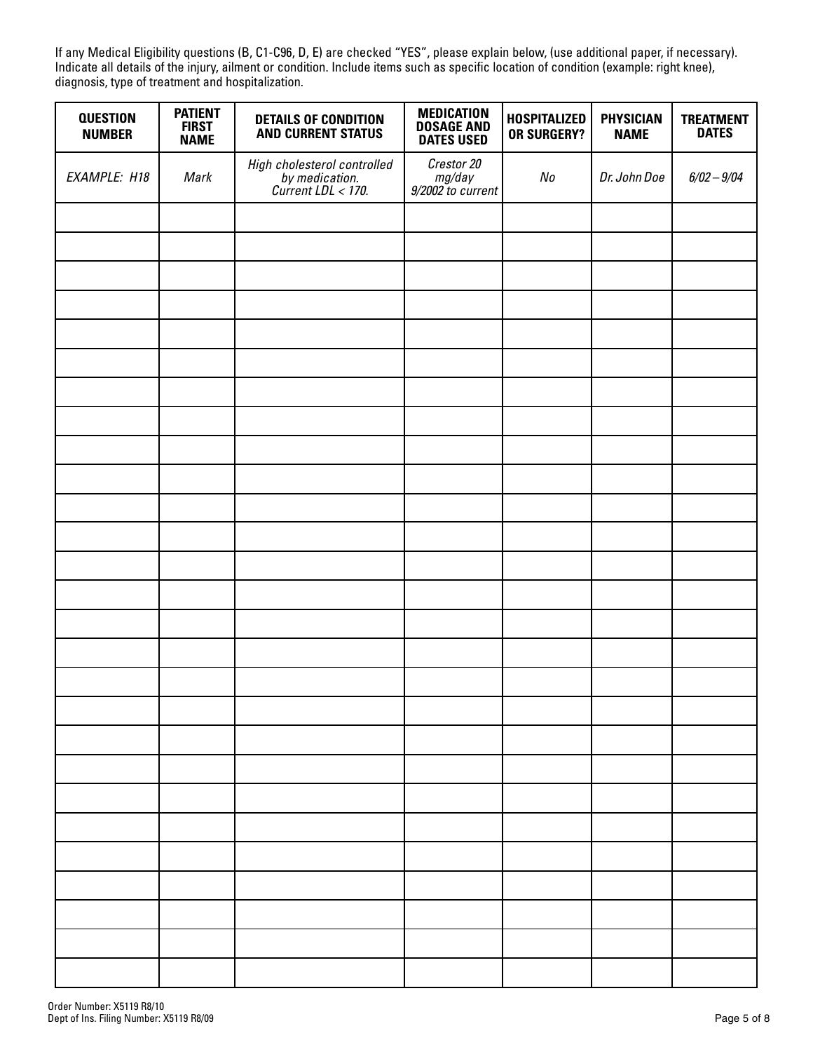If any Medical Eligibility questions (B, C1-C96, D, E) are checked "YES", please explain below, (use additional paper, if necessary). Indicate all details of the injury, ailment or condition. Include items such as specific location of condition (example: right knee), diagnosis, type of treatment and hospitalization.

| QUESTION NUMBER | PATIENT FIRST NAME | DETAILS OF CONDITION AND CURRENT STATUS | MEDICATION DOSAGE AND DATES USED | HOSPITALIZED OR SURGERY? | PHYSICIAN NAME | TREATMENT DATES |
|---|---|---|---|---|---|---|
| *EXAMPLE: H18* | *Mark* | *High cholesterol controlled by medication. Current LDL < 170.* | *Crestor 20 mg/day 9/2002 to current* | *No* | *Dr. John Doe* | *6/02 – 9/04* |
| | | | | | | |
| | | | | | | |
| | | | | | | |
| | | | | | | |
| | | | | | | |
| | | | | | | |
| | | | | | | |
| | | | | | | |
| | | | | | | |
| | | | | | | |
| | | | | | | |
| | | | | | | |
| | | | | | | |
| | | | | | | |
| | | | | | | |
| | | | | | | |
| | | | | | | |
| | | | | | | |
| | | | | | | |
| | | | | | | |
| | | | | | | |
| | | | | | | |
| | | | | | | |
| | | | | | | |
| | | | | | | |
| | | | | | | |
| | | | | | | |

Order Number: X5119 R8/10
Dept of Ins. Filing Number: X5119 R8/09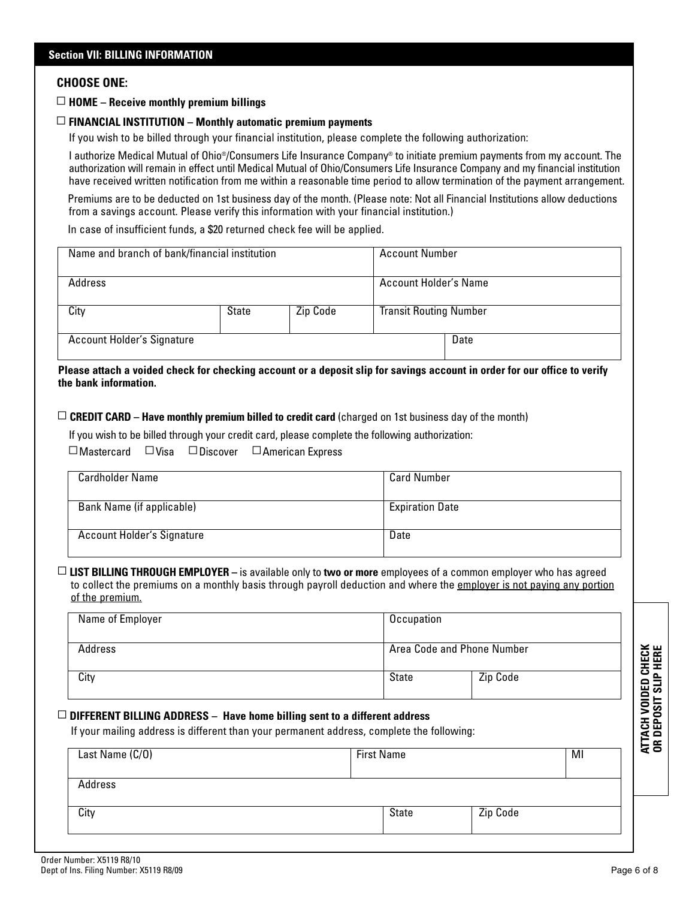## Section VII: BILLING INFORMATION

**CHOOSE ONE:**

☐ **HOME – Receive monthly premium billings**

☐ **FINANCIAL INSTITUTION – Monthly automatic premium payments**

If you wish to be billed through your financial institution, please complete the following authorization:

I authorize Medical Mutual of Ohio®/Consumers Life Insurance Company® to initiate premium payments from my account. The authorization will remain in effect until Medical Mutual of Ohio/Consumers Life Insurance Company and my financial institution have received written notification from me within a reasonable time period to allow termination of the payment arrangement.

Premiums are to be deducted on 1st business day of the month. (Please note: Not all Financial Institutions allow deductions from a savings account. Please verify this information with your financial institution.)

In case of insufficient funds, a $20 returned check fee will be applied.

| Name and branch of bank/financial institution | | | Account Number |
|---|---|---|---|
| Address | | | Account Holder's Name |
| City | State | Zip Code | Transit Routing Number |
| Account Holder's Signature | | | Date |

**Please attach a voided check for checking account or a deposit slip for savings account in order for our office to verify the bank information.**

☐ **CREDIT CARD – Have monthly premium billed to credit card** (charged on 1st business day of the month)

If you wish to be billed through your credit card, please complete the following authorization:

☐ Mastercard ☐ Visa ☐ Discover ☐ American Express

| Cardholder Name | Card Number |
|---|---|
| Bank Name (if applicable) | Expiration Date |
| Account Holder's Signature | Date |

☐ **LIST BILLING THROUGH EMPLOYER** – is available only to **two or more** employees of a common employer who has agreed to collect the premiums on a monthly basis through payroll deduction and where the employer is not paying any portion of the premium.

| Name of Employer | Occupation | |
|---|---|---|
| Address | Area Code and Phone Number | |
| City | State | Zip Code |

☐ **DIFFERENT BILLING ADDRESS – Have home billing sent to a different address**

If your mailing address is different than your permanent address, complete the following:

| Last Name (C/O) | First Name | | MI |
|---|---|---|---|
| Address | | | |
| City | State | Zip Code | |

**ATTACH VOIDED CHECK OR DEPOSIT SLIP HERE**

Order Number: X5119 R8/10
Dept of Ins. Filing Number: X5119 R8/09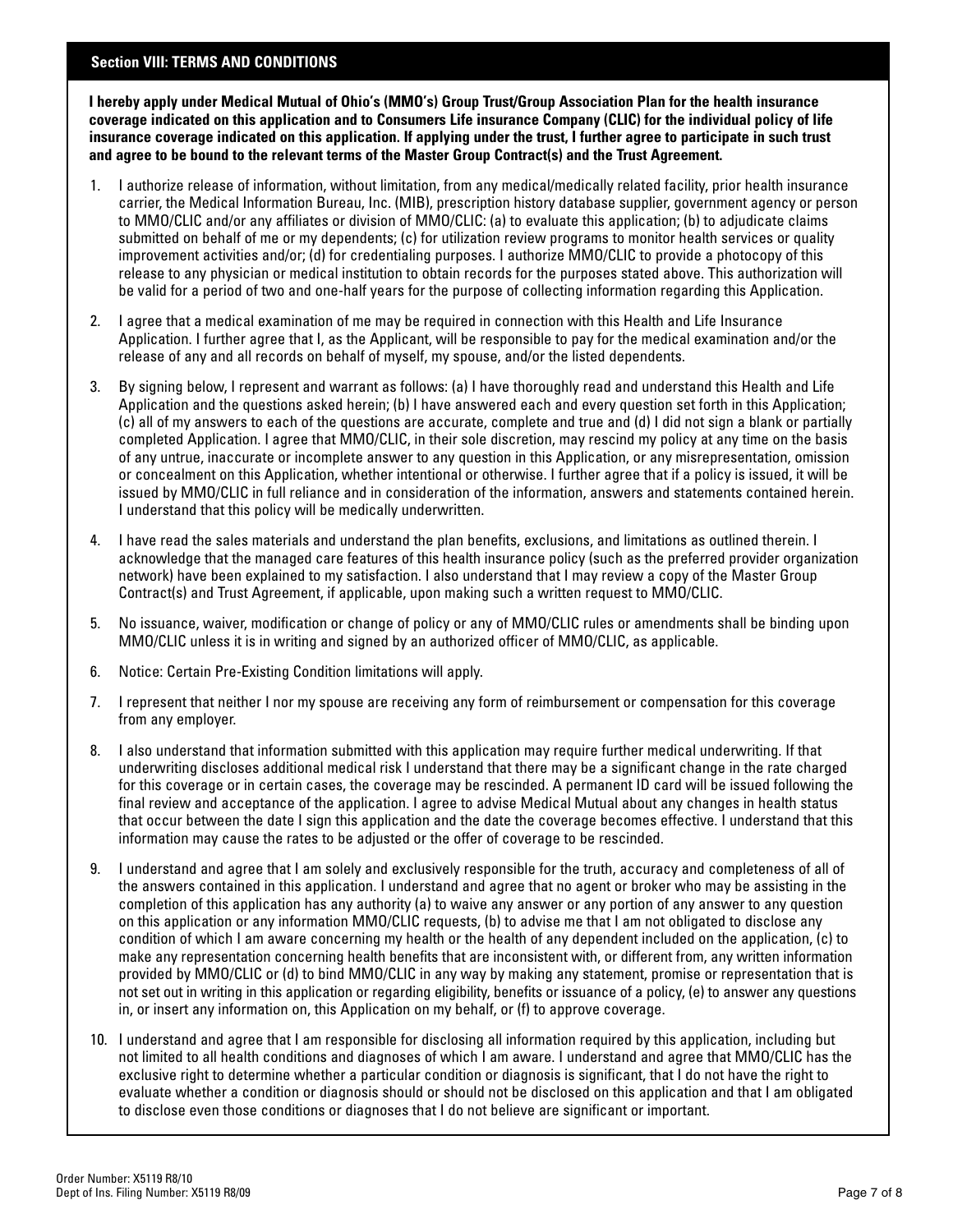## Section VIII: TERMS AND CONDITIONS

**I hereby apply under Medical Mutual of Ohio's (MMO's) Group Trust/Group Association Plan for the health insurance coverage indicated on this application and to Consumers Life insurance Company (CLIC) for the individual policy of life insurance coverage indicated on this application. If applying under the trust, I further agree to participate in such trust and agree to be bound to the relevant terms of the Master Group Contract(s) and the Trust Agreement.**

1. I authorize release of information, without limitation, from any medical/medically related facility, prior health insurance carrier, the Medical Information Bureau, Inc. (MIB), prescription history database supplier, government agency or person to MMO/CLIC and/or any affiliates or division of MMO/CLIC: (a) to evaluate this application; (b) to adjudicate claims submitted on behalf of me or my dependents; (c) for utilization review programs to monitor health services or quality improvement activities and/or; (d) for credentialing purposes. I authorize MMO/CLIC to provide a photocopy of this release to any physician or medical institution to obtain records for the purposes stated above. This authorization will be valid for a period of two and one-half years for the purpose of collecting information regarding this Application.
2. I agree that a medical examination of me may be required in connection with this Health and Life Insurance Application. I further agree that I, as the Applicant, will be responsible to pay for the medical examination and/or the release of any and all records on behalf of myself, my spouse, and/or the listed dependents.
3. By signing below, I represent and warrant as follows: (a) I have thoroughly read and understand this Health and Life Application and the questions asked herein; (b) I have answered each and every question set forth in this Application; (c) all of my answers to each of the questions are accurate, complete and true and (d) I did not sign a blank or partially completed Application. I agree that MMO/CLIC, in their sole discretion, may rescind my policy at any time on the basis of any untrue, inaccurate or incomplete answer to any question in this Application, or any misrepresentation, omission or concealment on this Application, whether intentional or otherwise. I further agree that if a policy is issued, it will be issued by MMO/CLIC in full reliance and in consideration of the information, answers and statements contained herein. I understand that this policy will be medically underwritten.
4. I have read the sales materials and understand the plan benefits, exclusions, and limitations as outlined therein. I acknowledge that the managed care features of this health insurance policy (such as the preferred provider organization network) have been explained to my satisfaction. I also understand that I may review a copy of the Master Group Contract(s) and Trust Agreement, if applicable, upon making such a written request to MMO/CLIC.
5. No issuance, waiver, modification or change of policy or any of MMO/CLIC rules or amendments shall be binding upon MMO/CLIC unless it is in writing and signed by an authorized officer of MMO/CLIC, as applicable.
6. Notice: Certain Pre-Existing Condition limitations will apply.
7. I represent that neither I nor my spouse are receiving any form of reimbursement or compensation for this coverage from any employer.
8. I also understand that information submitted with this application may require further medical underwriting. If that underwriting discloses additional medical risk I understand that there may be a significant change in the rate charged for this coverage or in certain cases, the coverage may be rescinded. A permanent ID card will be issued following the final review and acceptance of the application. I agree to advise Medical Mutual about any changes in health status that occur between the date I sign this application and the date the coverage becomes effective. I understand that this information may cause the rates to be adjusted or the offer of coverage to be rescinded.
9. I understand and agree that I am solely and exclusively responsible for the truth, accuracy and completeness of all of the answers contained in this application. I understand and agree that no agent or broker who may be assisting in the completion of this application has any authority (a) to waive any answer or any portion of any answer to any question on this application or any information MMO/CLIC requests, (b) to advise me that I am not obligated to disclose any condition of which I am aware concerning my health or the health of any dependent included on the application, (c) to make any representation concerning health benefits that are inconsistent with, or different from, any written information provided by MMO/CLIC or (d) to bind MMO/CLIC in any way by making any statement, promise or representation that is not set out in writing in this application or regarding eligibility, benefits or issuance of a policy, (e) to answer any questions in, or insert any information on, this Application on my behalf, or (f) to approve coverage.
10. I understand and agree that I am responsible for disclosing all information required by this application, including but not limited to all health conditions and diagnoses of which I am aware. I understand and agree that MMO/CLIC has the exclusive right to determine whether a particular condition or diagnosis is significant, that I do not have the right to evaluate whether a condition or diagnosis should or should not be disclosed on this application and that I am obligated to disclose even those conditions or diagnoses that I do not believe are significant or important.

Order Number: X5119 R8/10
Dept of Ins. Filing Number: X5119 R8/09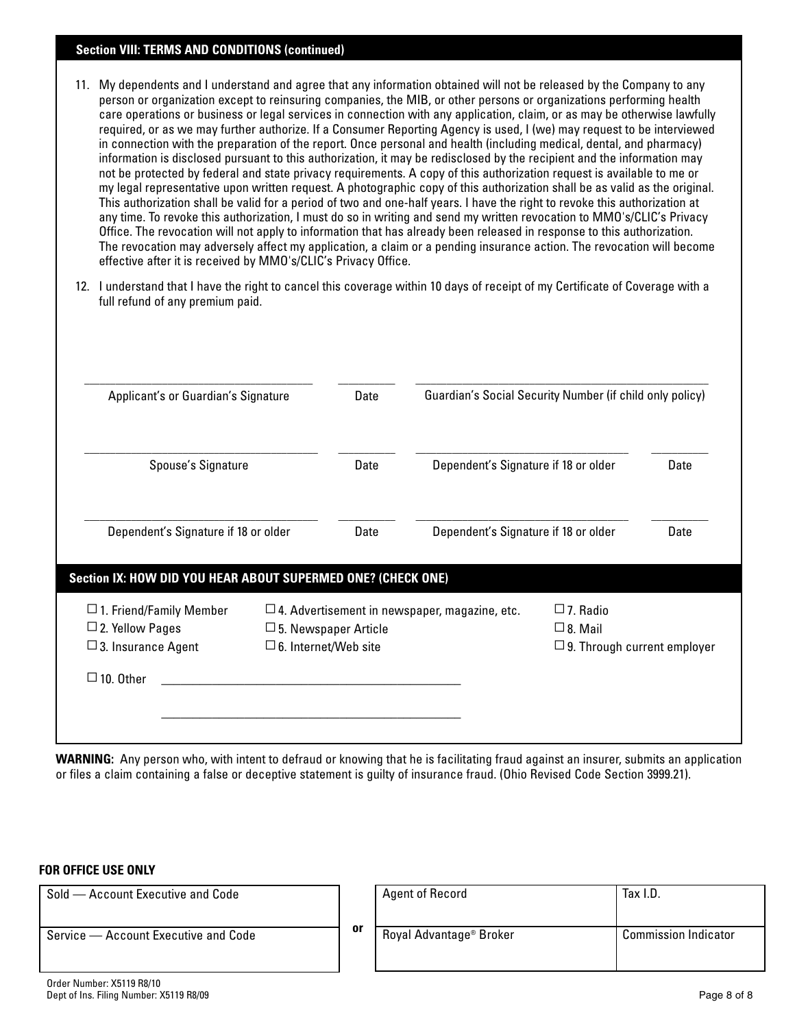## Section VIII: TERMS AND CONDITIONS (continued)

11. My dependents and I understand and agree that any information obtained will not be released by the Company to any person or organization except to reinsuring companies, the MIB, or other persons or organizations performing health care operations or business or legal services in connection with any application, claim, or as may be otherwise lawfully required, or as we may further authorize. If a Consumer Reporting Agency is used, I (we) may request to be interviewed in connection with the preparation of the report. Once personal and health (including medical, dental, and pharmacy) information is disclosed pursuant to this authorization, it may be redisclosed by the recipient and the information may not be protected by federal and state privacy requirements. A copy of this authorization request is available to me or my legal representative upon written request. A photographic copy of this authorization shall be as valid as the original. This authorization shall be valid for a period of two and one-half years. I have the right to revoke this authorization at any time. To revoke this authorization, I must do so in writing and send my written revocation to MMO's/CLIC's Privacy Office. The revocation will not apply to information that has already been released in response to this authorization. The revocation may adversely affect my application, a claim or a pending insurance action. The revocation will become effective after it is received by MMO's/CLIC's Privacy Office.

12. I understand that I have the right to cancel this coverage within 10 days of receipt of my Certificate of Coverage with a full refund of any premium paid.

| | | | |
|---|---|---|---|
| Applicant's or Guardian's Signature | Date | Guardian's Social Security Number (if child only policy) | |
| Spouse's Signature | Date | Dependent's Signature if 18 or older | Date |
| Dependent's Signature if 18 or older | Date | Dependent's Signature if 18 or older | Date |

## Section IX: HOW DID YOU HEAR ABOUT SUPERMED ONE? (CHECK ONE)

- ☐ 1. Friend/Family Member
- ☐ 2. Yellow Pages
- ☐ 3. Insurance Agent
- ☐ 4. Advertisement in newspaper, magazine, etc.
- ☐ 5. Newspaper Article
- ☐ 6. Internet/Web site
- ☐ 7. Radio
- ☐ 8. Mail
- ☐ 9. Through current employer
- ☐ 10. Other ______________________________

**WARNING:** Any person who, with intent to defraud or knowing that he is facilitating fraud against an insurer, submits an application or files a claim containing a false or deceptive statement is guilty of insurance fraud. (Ohio Revised Code Section 3999.21).

**FOR OFFICE USE ONLY**

| | | | | |
|---|---|---|---|---|
| Sold — Account Executive and Code | | Agent of Record | Tax I.D. |
| Service — Account Executive and Code | or | Royal Advantage® Broker | Commission Indicator |

Order Number: X5119 R8/10
Dept of Ins. Filing Number: X5119 R8/09